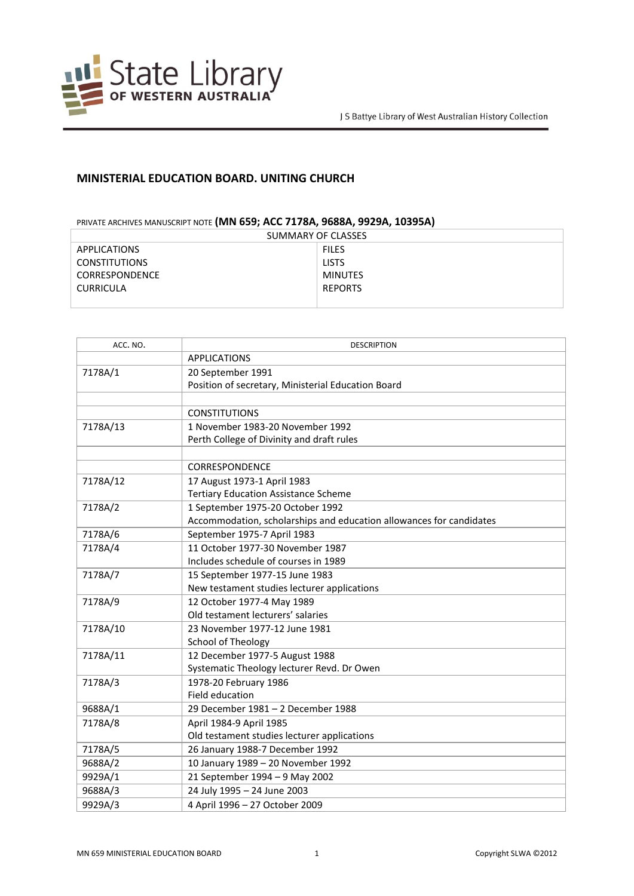# MINISTERIAL EDUCATION BOARD. UNITING CHURCH

PRIVATE ARCHIVES MANUSCRIPT NOTE **(MN 659; ACC 7178A, 9688A, 9929A, 10395A)**

| SUMMARY OF CLASSES | |
|---|---|
| APPLICATIONS | FILES |
| CONSTITUTIONS | LISTS |
| CORRESPONDENCE | MINUTES |
| CURRICULA | REPORTS |

| ACC. NO. | DESCRIPTION |
|---|---|
| | APPLICATIONS |
| 7178A/1 | 20 September 1991<br>Position of secretary, Ministerial Education Board |
| | |
| | CONSTITUTIONS |
| 7178A/13 | 1 November 1983-20 November 1992<br>Perth College of Divinity and draft rules |
| | |
| | CORRESPONDENCE |
| 7178A/12 | 17 August 1973-1 April 1983<br>Tertiary Education Assistance Scheme |
| 7178A/2 | 1 September 1975-20 October 1992<br>Accommodation, scholarships and education allowances for candidates |
| 7178A/6 | September 1975-7 April 1983 |
| 7178A/4 | 11 October 1977-30 November 1987<br>Includes schedule of courses in 1989 |
| 7178A/7 | 15 September 1977-15 June 1983<br>New testament studies lecturer applications |
| 7178A/9 | 12 October 1977-4 May 1989<br>Old testament lecturers' salaries |
| 7178A/10 | 23 November 1977-12 June 1981<br>School of Theology |
| 7178A/11 | 12 December 1977-5 August 1988<br>Systematic Theology lecturer Revd. Dr Owen |
| 7178A/3 | 1978-20 February 1986<br>Field education |
| 9688A/1 | 29 December 1981 – 2 December 1988 |
| 7178A/8 | April 1984-9 April 1985<br>Old testament studies lecturer applications |
| 7178A/5 | 26 January 1988-7 December 1992 |
| 9688A/2 | 10 January 1989 – 20 November 1992 |
| 9929A/1 | 21 September 1994 – 9 May 2002 |
| 9688A/3 | 24 July 1995 – 24 June 2003 |
| 9929A/3 | 4 April 1996 – 27 October 2009 |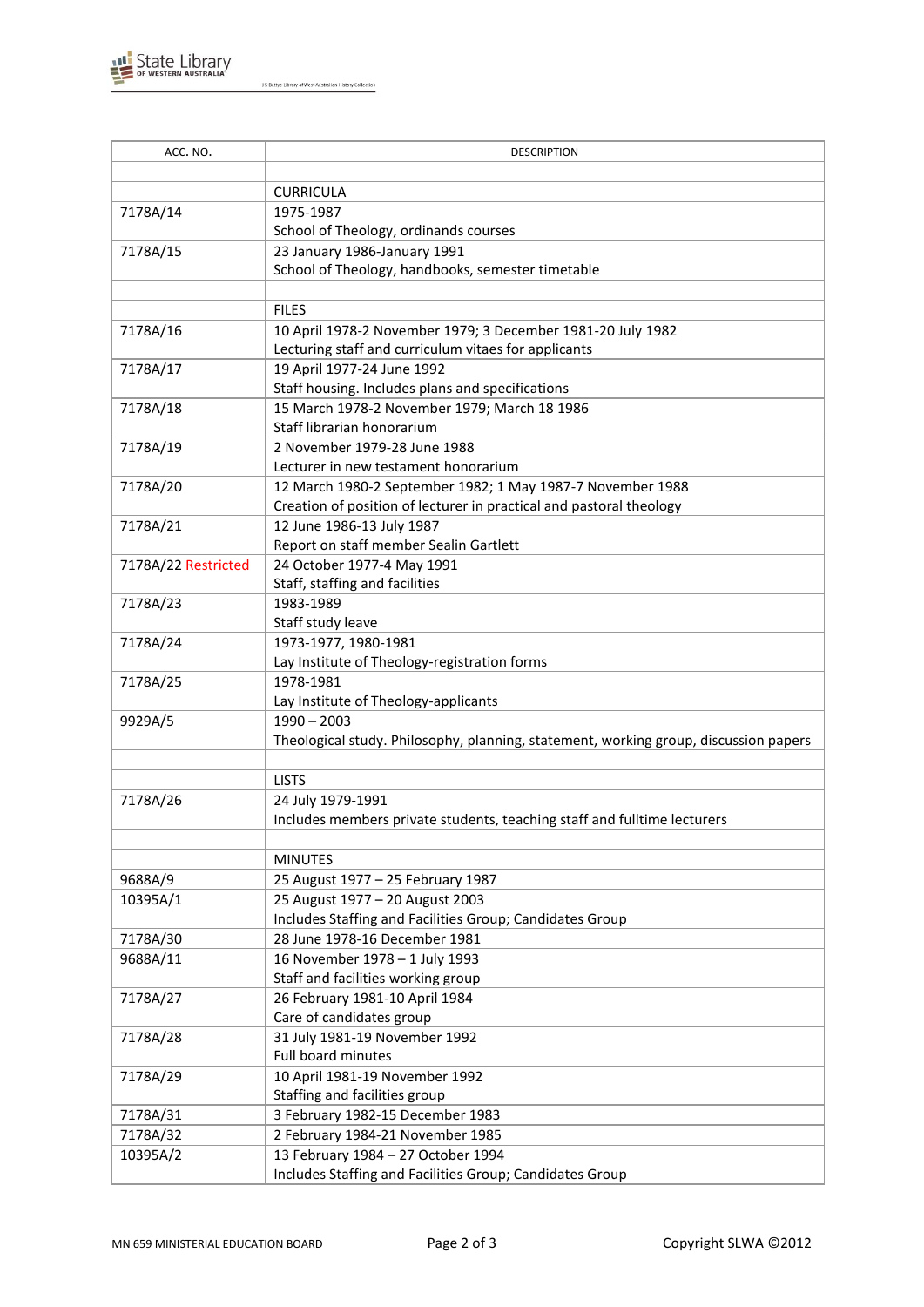| ACC. NO. | DESCRIPTION |
|---|---|
| | |
| | CURRICULA |
| 7178A/14 | 1975-1987<br>School of Theology, ordinands courses |
| 7178A/15 | 23 January 1986-January 1991<br>School of Theology, handbooks, semester timetable |
| | |
| | FILES |
| 7178A/16 | 10 April 1978-2 November 1979; 3 December 1981-20 July 1982<br>Lecturing staff and curriculum vitaes for applicants |
| 7178A/17 | 19 April 1977-24 June 1992<br>Staff housing. Includes plans and specifications |
| 7178A/18 | 15 March 1978-2 November 1979; March 18 1986<br>Staff librarian honorarium |
| 7178A/19 | 2 November 1979-28 June 1988<br>Lecturer in new testament honorarium |
| 7178A/20 | 12 March 1980-2 September 1982; 1 May 1987-7 November 1988<br>Creation of position of lecturer in practical and pastoral theology |
| 7178A/21 | 12 June 1986-13 July 1987<br>Report on staff member Sealin Gartlett |
| 7178A/22 Restricted | 24 October 1977-4 May 1991<br>Staff, staffing and facilities |
| 7178A/23 | 1983-1989<br>Staff study leave |
| 7178A/24 | 1973-1977, 1980-1981<br>Lay Institute of Theology-registration forms |
| 7178A/25 | 1978-1981<br>Lay Institute of Theology-applicants |
| 9929A/5 | 1990 – 2003<br>Theological study. Philosophy, planning, statement, working group, discussion papers |
| | |
| | LISTS |
| 7178A/26 | 24 July 1979-1991<br>Includes members private students, teaching staff and fulltime lecturers |
| | |
| | MINUTES |
| 9688A/9 | 25 August 1977 – 25 February 1987 |
| 10395A/1 | 25 August 1977 – 20 August 2003<br>Includes Staffing and Facilities Group; Candidates Group |
| 7178A/30 | 28 June 1978-16 December 1981 |
| 9688A/11 | 16 November 1978 – 1 July 1993<br>Staff and facilities working group |
| 7178A/27 | 26 February 1981-10 April 1984<br>Care of candidates group |
| 7178A/28 | 31 July 1981-19 November 1992<br>Full board minutes |
| 7178A/29 | 10 April 1981-19 November 1992<br>Staffing and facilities group |
| 7178A/31 | 3 February 1982-15 December 1983 |
| 7178A/32 | 2 February 1984-21 November 1985 |
| 10395A/2 | 13 February 1984 – 27 October 1994<br>Includes Staffing and Facilities Group; Candidates Group |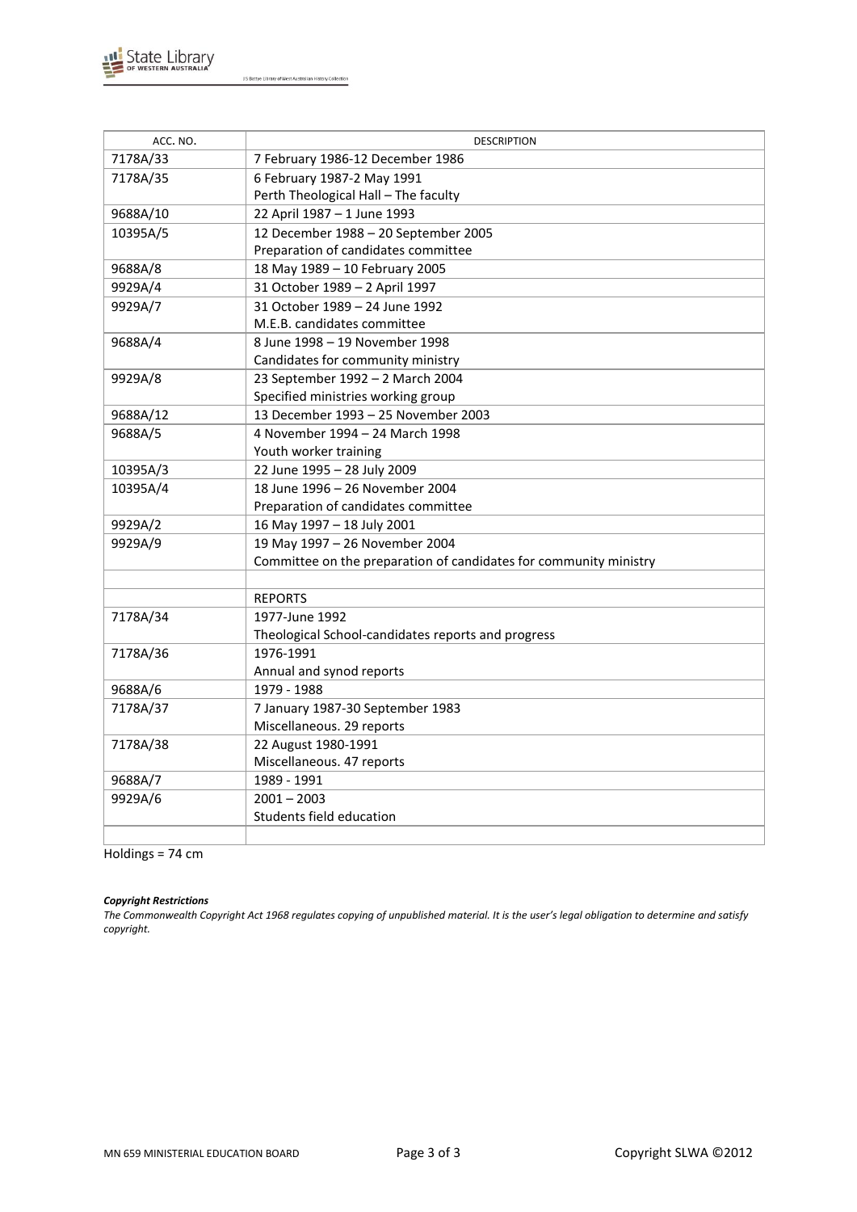| ACC. NO. | DESCRIPTION |
|---|---|
| 7178A/33 | 7 February 1986-12 December 1986 |
| 7178A/35 | 6 February 1987-2 May 1991<br>Perth Theological Hall – The faculty |
| 9688A/10 | 22 April 1987 – 1 June 1993 |
| 10395A/5 | 12 December 1988 – 20 September 2005<br>Preparation of candidates committee |
| 9688A/8 | 18 May 1989 – 10 February 2005 |
| 9929A/4 | 31 October 1989 – 2 April 1997 |
| 9929A/7 | 31 October 1989 – 24 June 1992<br>M.E.B. candidates committee |
| 9688A/4 | 8 June 1998 – 19 November 1998<br>Candidates for community ministry |
| 9929A/8 | 23 September 1992 – 2 March 2004<br>Specified ministries working group |
| 9688A/12 | 13 December 1993 – 25 November 2003 |
| 9688A/5 | 4 November 1994 – 24 March 1998<br>Youth worker training |
| 10395A/3 | 22 June 1995 – 28 July 2009 |
| 10395A/4 | 18 June 1996 – 26 November 2004<br>Preparation of candidates committee |
| 9929A/2 | 16 May 1997 – 18 July 2001 |
| 9929A/9 | 19 May 1997 – 26 November 2004<br>Committee on the preparation of candidates for community ministry |
| | |
| | REPORTS |
| 7178A/34 | 1977-June 1992<br>Theological School-candidates reports and progress |
| 7178A/36 | 1976-1991<br>Annual and synod reports |
| 9688A/6 | 1979 - 1988 |
| 7178A/37 | 7 January 1987-30 September 1983<br>Miscellaneous. 29 reports |
| 7178A/38 | 22 August 1980-1991<br>Miscellaneous. 47 reports |
| 9688A/7 | 1989 - 1991 |
| 9929A/6 | 2001 – 2003<br>Students field education |
| | |

Holdings = 74 cm

***Copyright Restrictions***

*The Commonwealth Copyright Act 1968 regulates copying of unpublished material. It is the user's legal obligation to determine and satisfy copyright.*